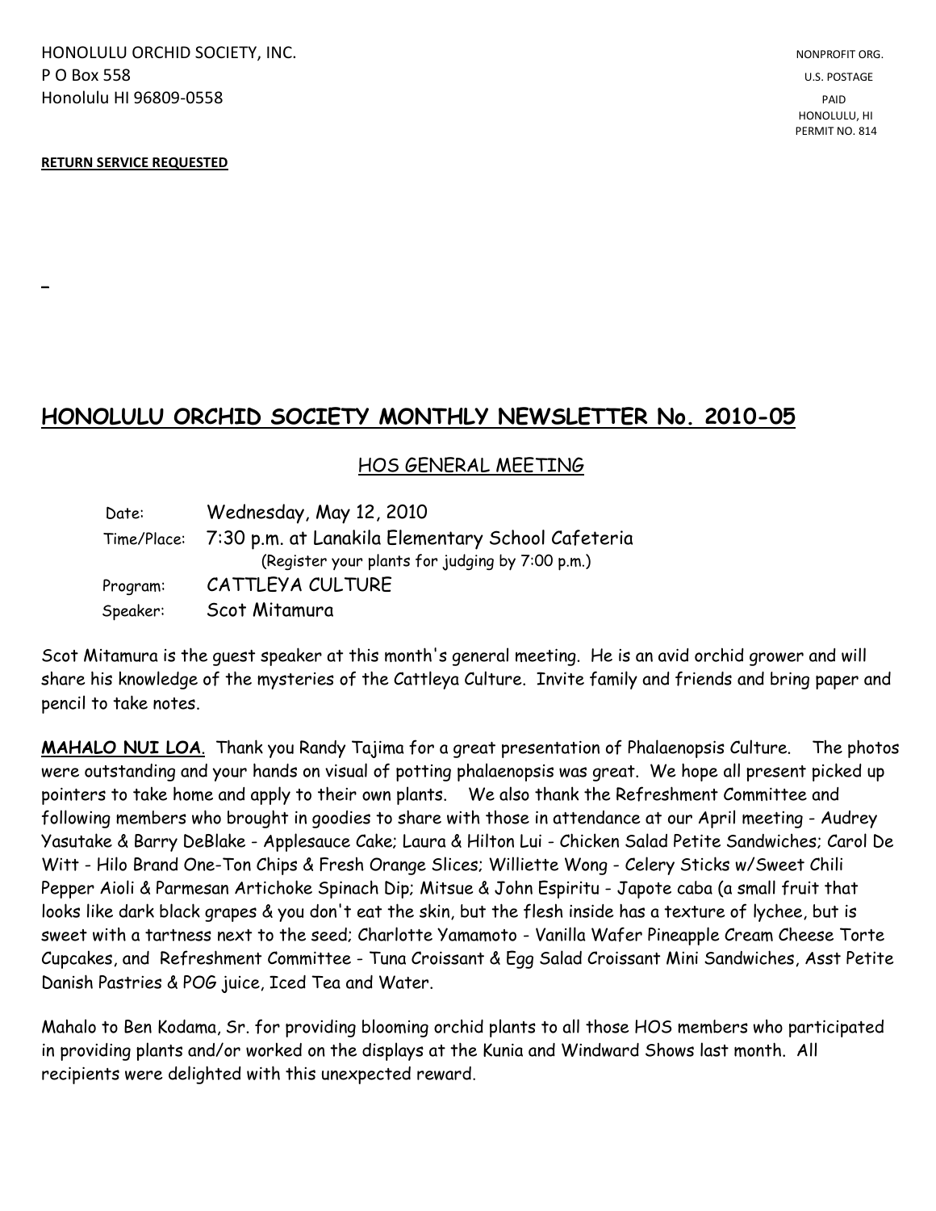HONOLULU ORCHID SOCIETY, INC.
P O Box 558
Honolulu HI 96809-0558

NONPROFIT ORG.
U.S. POSTAGE
PAID
HONOLULU, HI
PERMIT NO. 814

**RETURN SERVICE REQUESTED**

# HONOLULU ORCHID SOCIETY MONTHLY NEWSLETTER No. 2010-05

## HOS GENERAL MEETING

| | |
|---|---|
| Date: | Wednesday, May 12, 2010 |
| Time/Place: | 7:30 p.m. at Lanakila Elementary School Cafeteria (Register your plants for judging by 7:00 p.m.) |
| Program: | CATTLEYA CULTURE |
| Speaker: | Scot Mitamura |

Scot Mitamura is the guest speaker at this month's general meeting. He is an avid orchid grower and will share his knowledge of the mysteries of the Cattleya Culture. Invite family and friends and bring paper and pencil to take notes.

**MAHALO NUI LOA**. Thank you Randy Tajima for a great presentation of Phalaenopsis Culture. The photos were outstanding and your hands on visual of potting phalaenopsis was great. We hope all present picked up pointers to take home and apply to their own plants. We also thank the Refreshment Committee and following members who brought in goodies to share with those in attendance at our April meeting - Audrey Yasutake & Barry DeBlake - Applesauce Cake; Laura & Hilton Lui - Chicken Salad Petite Sandwiches; Carol De Witt - Hilo Brand One-Ton Chips & Fresh Orange Slices; Williette Wong - Celery Sticks w/Sweet Chili Pepper Aioli & Parmesan Artichoke Spinach Dip; Mitsue & John Espiritu - Japote caba (a small fruit that looks like dark black grapes & you don't eat the skin, but the flesh inside has a texture of lychee, but is sweet with a tartness next to the seed; Charlotte Yamamoto - Vanilla Wafer Pineapple Cream Cheese Torte Cupcakes, and Refreshment Committee - Tuna Croissant & Egg Salad Croissant Mini Sandwiches, Asst Petite Danish Pastries & POG juice, Iced Tea and Water.

Mahalo to Ben Kodama, Sr. for providing blooming orchid plants to all those HOS members who participated in providing plants and/or worked on the displays at the Kunia and Windward Shows last month. All recipients were delighted with this unexpected reward.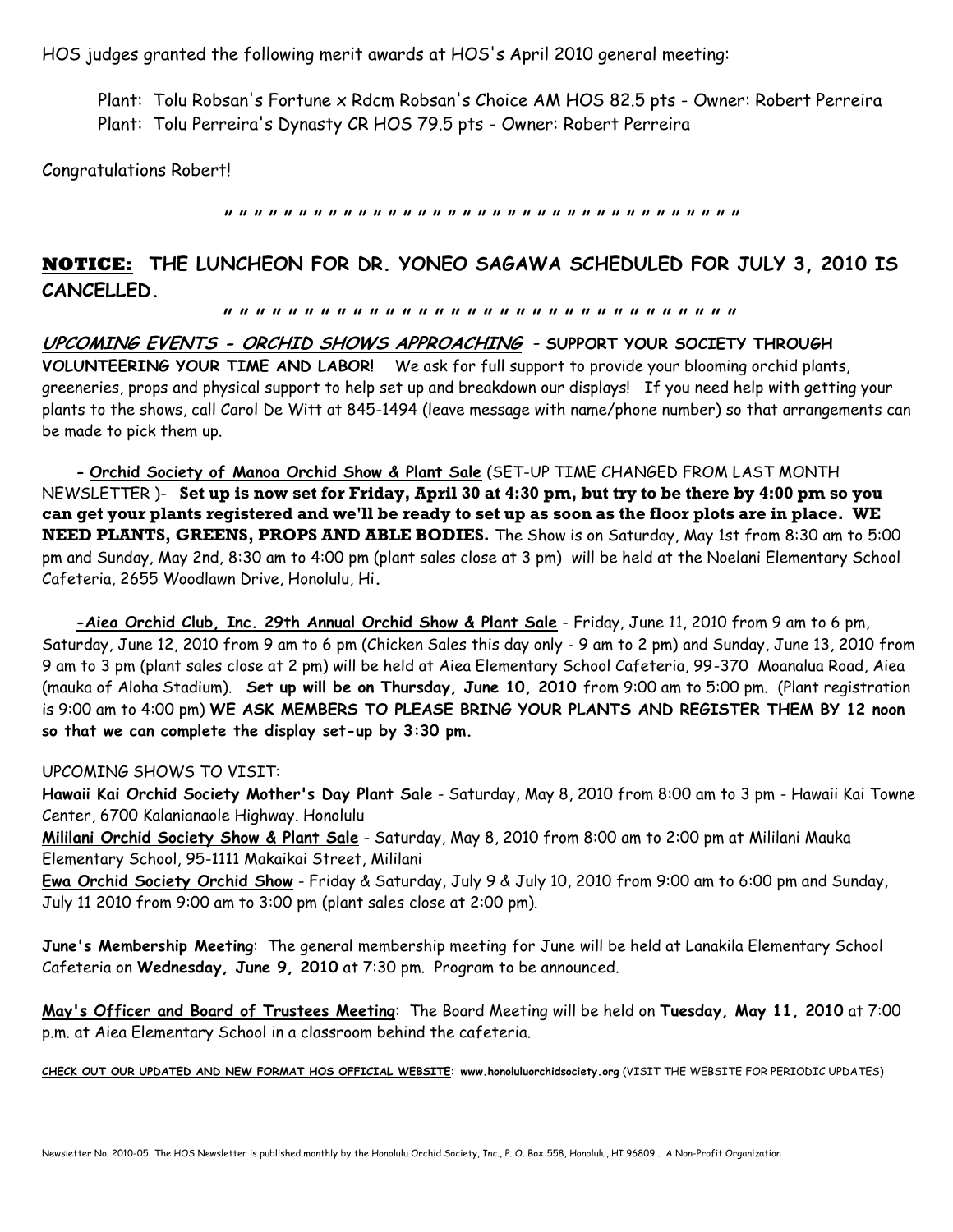HOS judges granted the following merit awards at HOS's April 2010 general meeting:

Plant: Tolu Robsan's Fortune x Rdcm Robsan's Choice AM HOS 82.5 pts - Owner: Robert Perreira
Plant: Tolu Perreira's Dynasty CR HOS 79.5 pts - Owner: Robert Perreira

Congratulations Robert!

" " " " " " " " " " " " " " " " " " " " " " " " " " " " " " " " " " " " " "

## NOTICE: THE LUNCHEON FOR DR. YONEO SAGAWA SCHEDULED FOR JULY 3, 2010 IS CANCELLED.

" " " " " " " " " " " " " " " " " " " " " " " " " " " " " " " " " " " " " "

***UPCOMING EVENTS - ORCHID SHOWS APPROACHING*** **- SUPPORT YOUR SOCIETY THROUGH VOLUNTEERING YOUR TIME AND LABOR!** We ask for full support to provide your blooming orchid plants, greeneries, props and physical support to help set up and breakdown our displays! If you need help with getting your plants to the shows, call Carol De Witt at 845-1494 (leave message with name/phone number) so that arrangements can be made to pick them up.

**- Orchid Society of Manoa Orchid Show & Plant Sale** (SET-UP TIME CHANGED FROM LAST MONTH NEWSLETTER )- **Set up is now set for Friday, April 30 at 4:30 pm, but try to be there by 4:00 pm so you can get your plants registered and we'll be ready to set up as soon as the floor plots are in place. WE NEED PLANTS, GREENS, PROPS AND ABLE BODIES.** The Show is on Saturday, May 1st from 8:30 am to 5:00 pm and Sunday, May 2nd, 8:30 am to 4:00 pm (plant sales close at 3 pm) will be held at the Noelani Elementary School Cafeteria, 2655 Woodlawn Drive, Honolulu, Hi.

**-Aiea Orchid Club, Inc. 29th Annual Orchid Show & Plant Sale** - Friday, June 11, 2010 from 9 am to 6 pm, Saturday, June 12, 2010 from 9 am to 6 pm (Chicken Sales this day only - 9 am to 2 pm) and Sunday, June 13, 2010 from 9 am to 3 pm (plant sales close at 2 pm) will be held at Aiea Elementary School Cafeteria, 99-370 Moanalua Road, Aiea (mauka of Aloha Stadium). **Set up will be on Thursday, June 10, 2010** from 9:00 am to 5:00 pm. (Plant registration is 9:00 am to 4:00 pm) **WE ASK MEMBERS TO PLEASE BRING YOUR PLANTS AND REGISTER THEM BY 12 noon so that we can complete the display set-up by 3:30 pm.**

UPCOMING SHOWS TO VISIT:

**Hawaii Kai Orchid Society Mother's Day Plant Sale** - Saturday, May 8, 2010 from 8:00 am to 3 pm - Hawaii Kai Towne Center, 6700 Kalanianaole Highway. Honolulu

**Mililani Orchid Society Show & Plant Sale** - Saturday, May 8, 2010 from 8:00 am to 2:00 pm at Mililani Mauka Elementary School, 95-1111 Makaikai Street, Mililani

**Ewa Orchid Society Orchid Show** - Friday & Saturday, July 9 & July 10, 2010 from 9:00 am to 6:00 pm and Sunday, July 11 2010 from 9:00 am to 3:00 pm (plant sales close at 2:00 pm).

**June's Membership Meeting**: The general membership meeting for June will be held at Lanakila Elementary School Cafeteria on **Wednesday, June 9, 2010** at 7:30 pm. Program to be announced.

**May's Officer and Board of Trustees Meeting**: The Board Meeting will be held on **Tuesday, May 11, 2010** at 7:00 p.m. at Aiea Elementary School in a classroom behind the cafeteria.

**CHECK OUT OUR UPDATED AND NEW FORMAT HOS OFFICIAL WEBSITE**: **www.honoluluorchidsociety.org** (VISIT THE WEBSITE FOR PERIODIC UPDATES)

Newsletter No. 2010-05 The HOS Newsletter is published monthly by the Honolulu Orchid Society, Inc., P. O. Box 558, Honolulu, HI 96809 . A Non-Profit Organization